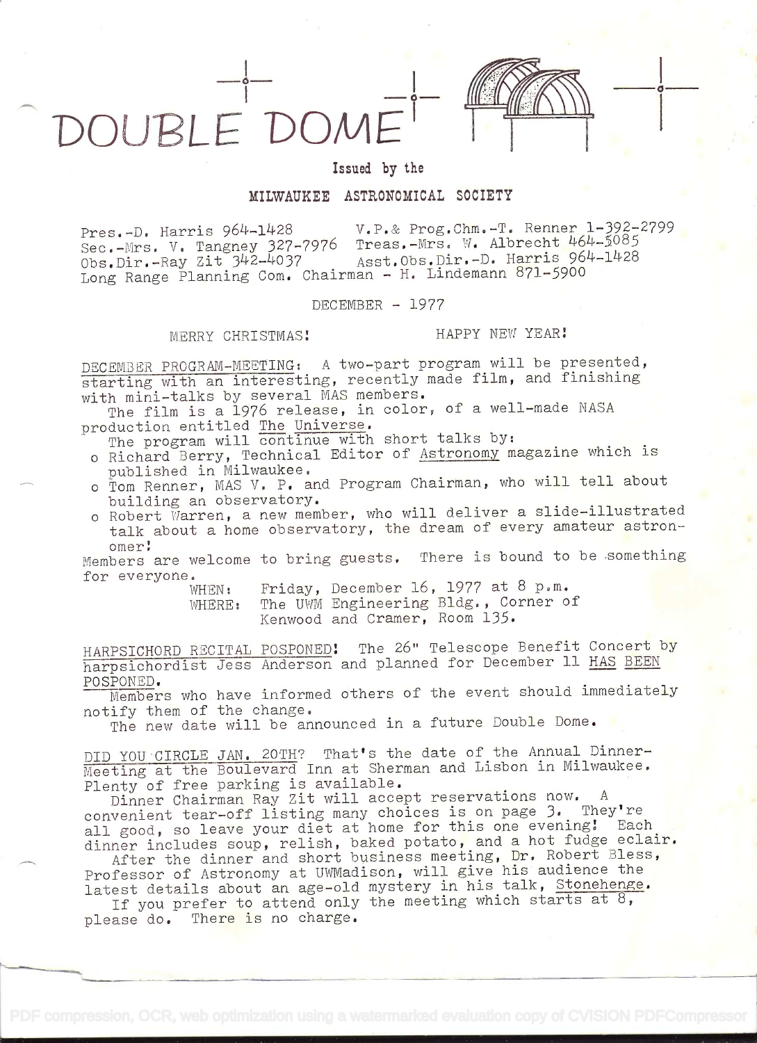# DOUBLE DOME

Issued by the

**MILWAUKEE ASTRONOMICAL SOCIETY**

Pres.-D. Harris 964-1428 V.P.& Prog.Chm.-T. Renner 1-392-2799
Sec.-Mrs. V. Tangney 327-7976 Treas.-Mrs. W. Albrecht 464-5085
Obs.Dir.-Ray Zit 342-4037 Asst.Obs.Dir.-D. Harris 964-1428
Long Range Planning Com. Chairman - H. Lindemann 871-5900

DECEMBER - 1977

MERRY CHRISTMAS! HAPPY NEW YEAR!

DECEMBER PROGRAM-MEETING: A two-part program will be presented, starting with an interesting, recently made film, and finishing with mini-talks by several MAS members.

The film is a 1976 release, in color, of a well-made NASA production entitled The Universe.

The program will continue with short talks by:

- Richard Berry, Technical Editor of Astronomy magazine which is published in Milwaukee.
- Tom Renner, MAS V. P. and Program Chairman, who will tell about building an observatory.
- Robert Warren, a new member, who will deliver a slide-illustrated talk about a home observatory, the dream of every amateur astronomer!

Members are welcome to bring guests. There is bound to be something for everyone.

WHEN: Friday, December 16, 1977 at 8 p.m.
WHERE: The UWM Engineering Bldg., Corner of Kenwood and Cramer, Room 135.

HARPSICHORD RECITAL POSPONED! The 26" Telescope Benefit Concert by harpsichordist Jess Anderson and planned for December 11 HAS BEEN POSPONED.

Members who have informed others of the event should immediately notify them of the change.

The new date will be announced in a future Double Dome.

DID YOU CIRCLE JAN. 20TH? That's the date of the Annual Dinner-Meeting at the Boulevard Inn at Sherman and Lisbon in Milwaukee. Plenty of free parking is available.

Dinner Chairman Ray Zit will accept reservations now. A convenient tear-off listing many choices is on page 3. They're all good, so leave your diet at home for this one evening! Each dinner includes soup, relish, baked potato, and a hot fudge eclair.

After the dinner and short business meeting, Dr. Robert Bless, Professor of Astronomy at UWMadison, will give his audience the latest details about an age-old mystery in his talk, Stonehenge.

If you prefer to attend only the meeting which starts at 8, please do. There is no charge.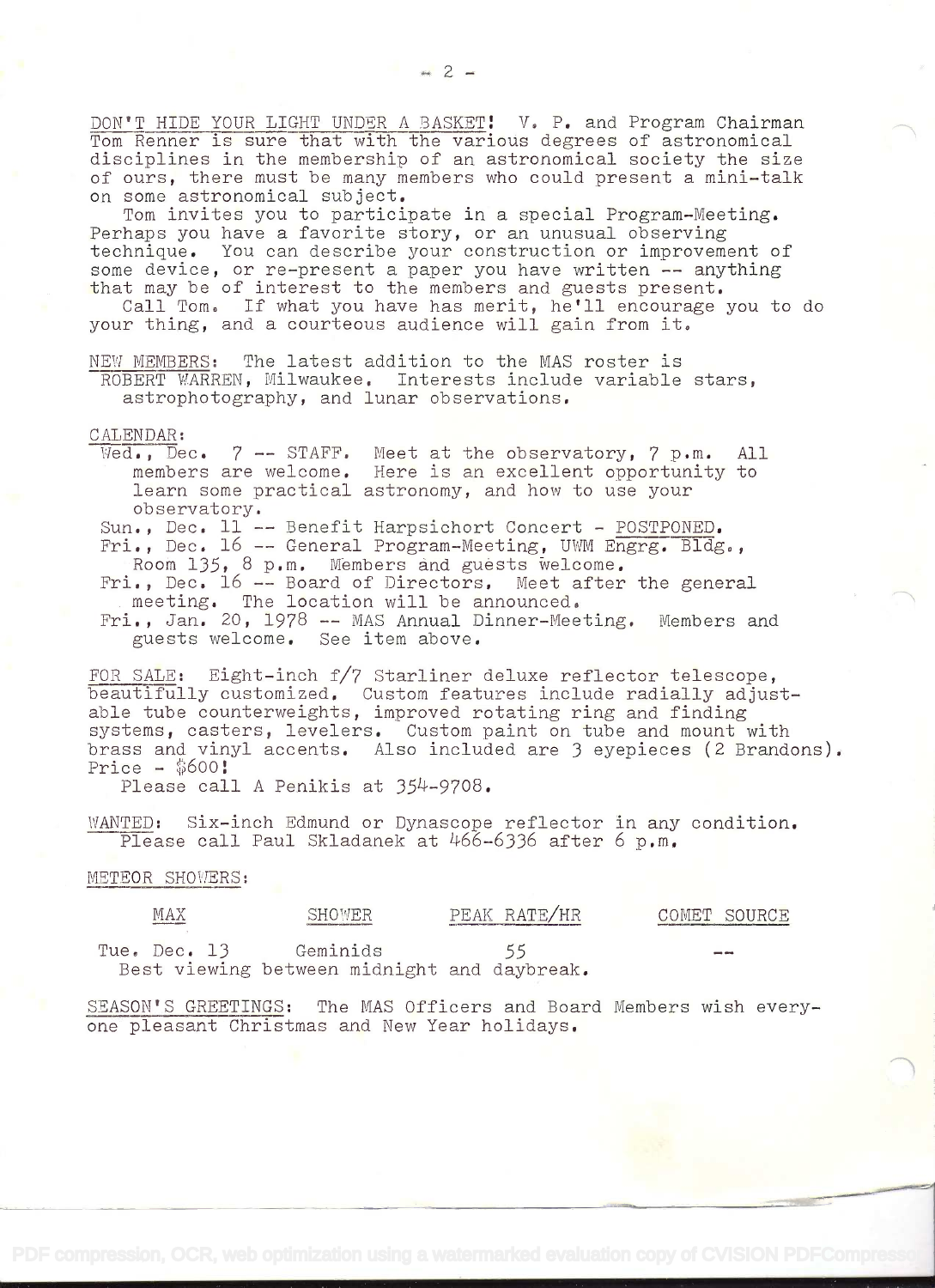DON'T HIDE YOUR LIGHT UNDER A BASKET! V. P. and Program Chairman Tom Renner is sure that with the various degrees of astronomical disciplines in the membership of an astronomical society the size of ours, there must be many members who could present a mini-talk on some astronomical subject.

Tom invites you to participate in a special Program-Meeting. Perhaps you have a favorite story, or an unusual observing technique. You can describe your construction or improvement of some device, or re-present a paper you have written -- anything that may be of interest to the members and guests present.

Call Tom. If what you have has merit, he'll encourage you to do your thing, and a courteous audience will gain from it.

NEW MEMBERS: The latest addition to the MAS roster is ROBERT WARREN, Milwaukee. Interests include variable stars, astrophotography, and lunar observations.

CALENDAR:

- Wed., Dec. 7 -- STAFF. Meet at the observatory, 7 p.m. All members are welcome. Here is an excellent opportunity to learn some practical astronomy, and how to use your observatory.
- Sun., Dec. 11 -- Benefit Harpsichort Concert - POSTPONED.
- Fri., Dec. 16 -- General Program-Meeting, UWM Engrg. Bldg., Room 135, 8 p.m. Members and guests welcome.
- Fri., Dec. 16 -- Board of Directors. Meet after the general meeting. The location will be announced.
- Fri., Jan. 20, 1978 -- MAS Annual Dinner-Meeting. Members and guests welcome. See item above.

FOR SALE: Eight-inch f/7 Starliner deluxe reflector telescope, beautifully customized. Custom features include radially adjustable tube counterweights, improved rotating ring and finding systems, casters, levelers. Custom paint on tube and mount with brass and vinyl accents. Also included are 3 eyepieces (2 Brandons). Price - $600!

Please call A Penikis at 354-9708.

WANTED: Six-inch Edmund or Dynascope reflector in any condition. Please call Paul Skladanek at 466-6336 after 6 p.m.

METEOR SHOWERS:

| MAX | SHOWER | PEAK RATE/HR | COMET SOURCE |
|---|---|---|---|
| Tue. Dec. 13 | Geminids | 55 | -- |

Best viewing between midnight and daybreak.

SEASON'S GREETINGS: The MAS Officers and Board Members wish everyone pleasant Christmas and New Year holidays.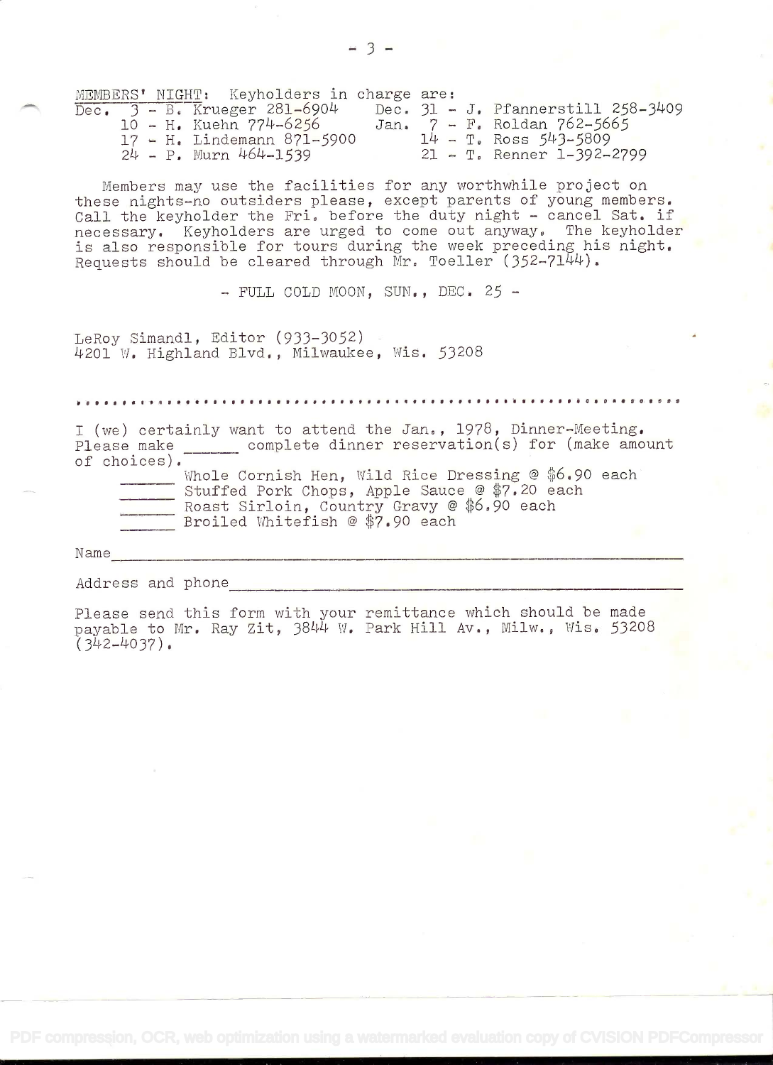MEMBERS' NIGHT: Keyholders in charge are:

| | |
|---|---|
| Dec. 3 - B. Krueger 281-6904 | Dec. 31 - J. Pfannerstill 258-3409 |
| 10 - H. Kuehn 774-6256 | Jan. 7 - F. Roldan 762-5665 |
| 17 - H. Lindemann 871-5900 | 14 - T. Ross 543-5809 |
| 24 - P. Murn 464-1539 | 21 - T. Renner 1-392-2799 |

Members may use the facilities for any worthwhile project on these nights-no outsiders please, except parents of young members. Call the keyholder the Fri. before the duty night - cancel Sat. if necessary. Keyholders are urged to come out anyway. The keyholder is also responsible for tours during the week preceding his night. Requests should be cleared through Mr. Toeller (352-7144).

- FULL COLD MOON, SUN., DEC. 25 -

LeRoy Simandl, Editor (933-3052)
4201 W. Highland Blvd., Milwaukee, Wis. 53208

.....................................................................

I (we) certainly want to attend the Jan., 1978, Dinner-Meeting. Please make ______ complete dinner reservation(s) for (make amount of choices).

______ Whole Cornish Hen, Wild Rice Dressing @ $6.90 each
______ Stuffed Pork Chops, Apple Sauce @ $7.20 each
______ Roast Sirloin, Country Gravy @ $6.90 each
______ Broiled Whitefish @ $7.90 each

Name ____________________________________________

Address and phone ____________________________________________

Please send this form with your remittance which should be made payable to Mr. Ray Zit, 3844 W. Park Hill Av., Milw., Wis. 53208 (342-4037).